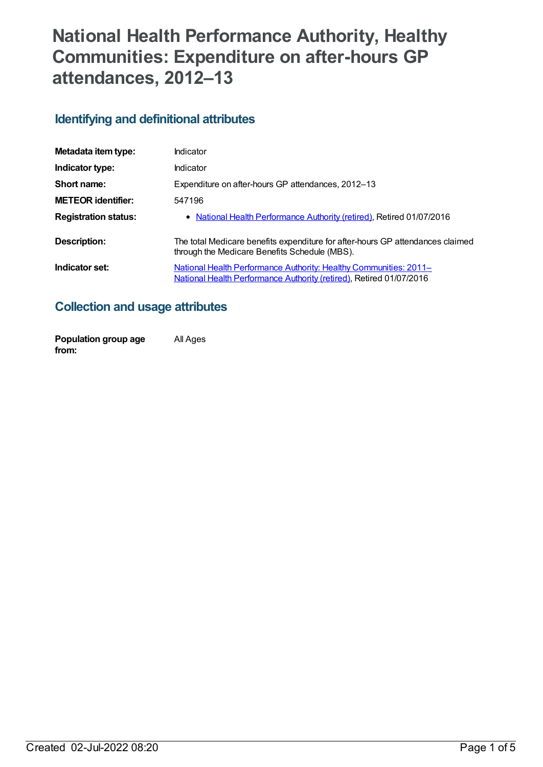# National Health Performance Authority, Healthy Communities: Expenditure on after-hours GP attendances, 2012–13

## Identifying and definitional attributes

| | |
|---|---|
| **Metadata item type:** | Indicator |
| **Indicator type:** | Indicator |
| **Short name:** | Expenditure on after-hours GP attendances, 2012–13 |
| **METEOR identifier:** | 547196 |
| **Registration status:** | • National Health Performance Authority (retired), Retired 01/07/2016 |
| **Description:** | The total Medicare benefits expenditure for after-hours GP attendances claimed through the Medicare Benefits Schedule (MBS). |
| **Indicator set:** | National Health Performance Authority: Healthy Communities: 2011– National Health Performance Authority (retired), Retired 01/07/2016 |

## Collection and usage attributes

| | |
|---|---|
| **Population group age from:** | All Ages |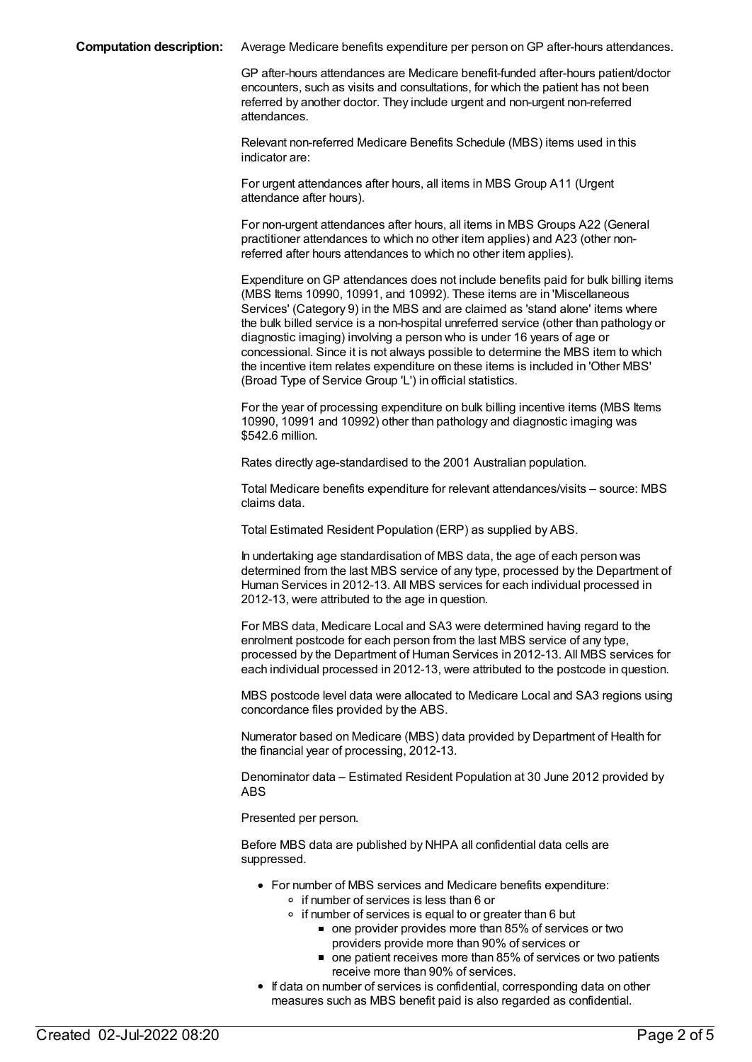**Computation description:** Average Medicare benefits expenditure per person on GP after-hours attendances.

GP after-hours attendances are Medicare benefit-funded after-hours patient/doctor encounters, such as visits and consultations, for which the patient has not been referred by another doctor. They include urgent and non-urgent non-referred attendances.

Relevant non-referred Medicare Benefits Schedule (MBS) items used in this indicator are:

For urgent attendances after hours, all items in MBS Group A11 (Urgent attendance after hours).

For non-urgent attendances after hours, all items in MBS Groups A22 (General practitioner attendances to which no other item applies) and A23 (other non-referred after hours attendances to which no other item applies).

Expenditure on GP attendances does not include benefits paid for bulk billing items (MBS Items 10990, 10991, and 10992). These items are in 'Miscellaneous Services' (Category 9) in the MBS and are claimed as 'stand alone' items where the bulk billed service is a non-hospital unreferred service (other than pathology or diagnostic imaging) involving a person who is under 16 years of age or concessional. Since it is not always possible to determine the MBS item to which the incentive item relates expenditure on these items is included in 'Other MBS' (Broad Type of Service Group 'L') in official statistics.

For the year of processing expenditure on bulk billing incentive items (MBS Items 10990, 10991 and 10992) other than pathology and diagnostic imaging was \$542.6 million.

Rates directly age-standardised to the 2001 Australian population.

Total Medicare benefits expenditure for relevant attendances/visits – source: MBS claims data.

Total Estimated Resident Population (ERP) as supplied by ABS.

In undertaking age standardisation of MBS data, the age of each person was determined from the last MBS service of any type, processed by the Department of Human Services in 2012-13. All MBS services for each individual processed in 2012-13, were attributed to the age in question.

For MBS data, Medicare Local and SA3 were determined having regard to the enrolment postcode for each person from the last MBS service of any type, processed by the Department of Human Services in 2012-13. All MBS services for each individual processed in 2012-13, were attributed to the postcode in question.

MBS postcode level data were allocated to Medicare Local and SA3 regions using concordance files provided by the ABS.

Numerator based on Medicare (MBS) data provided by Department of Health for the financial year of processing, 2012-13.

Denominator data – Estimated Resident Population at 30 June 2012 provided by ABS

Presented per person.

Before MBS data are published by NHPA all confidential data cells are suppressed.

- For number of MBS services and Medicare benefits expenditure:
  - if number of services is less than 6 or
  - if number of services is equal to or greater than 6 but
    - one provider provides more than 85% of services or two providers provide more than 90% of services or
    - one patient receives more than 85% of services or two patients receive more than 90% of services.
- If data on number of services is confidential, corresponding data on other measures such as MBS benefit paid is also regarded as confidential.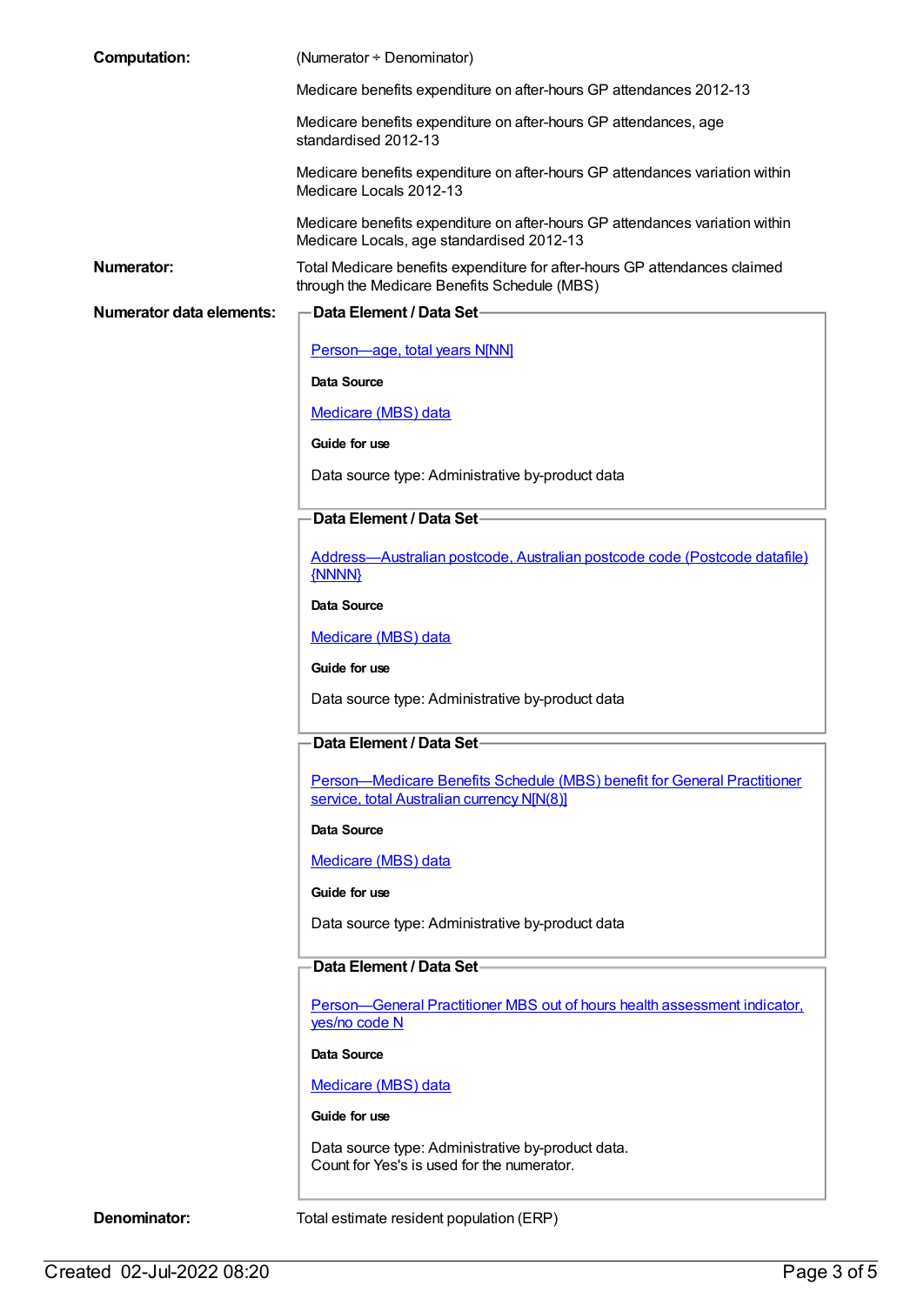**Computation:** (Numerator ÷ Denominator)

Medicare benefits expenditure on after-hours GP attendances 2012-13

Medicare benefits expenditure on after-hours GP attendances, age standardised 2012-13

Medicare benefits expenditure on after-hours GP attendances variation within Medicare Locals 2012-13

Medicare benefits expenditure on after-hours GP attendances variation within Medicare Locals, age standardised 2012-13

**Numerator:** Total Medicare benefits expenditure for after-hours GP attendances claimed through the Medicare Benefits Schedule (MBS)

**Numerator data elements:**

**Data Element / Data Set**

Person—age, total years N[NN]

**Data Source**

Medicare (MBS) data

**Guide for use**

Data source type: Administrative by-product data

**Data Element / Data Set**

Address—Australian postcode, Australian postcode code (Postcode datafile) {NNNN}

**Data Source**

Medicare (MBS) data

**Guide for use**

Data source type: Administrative by-product data

**Data Element / Data Set**

Person—Medicare Benefits Schedule (MBS) benefit for General Practitioner service, total Australian currency N[N(8)]

**Data Source**

Medicare (MBS) data

**Guide for use**

Data source type: Administrative by-product data

**Data Element / Data Set**

Person—General Practitioner MBS out of hours health assessment indicator, yes/no code N

**Data Source**

Medicare (MBS) data

**Guide for use**

Data source type: Administrative by-product data.
Count for Yes's is used for the numerator.

**Denominator:** Total estimate resident population (ERP)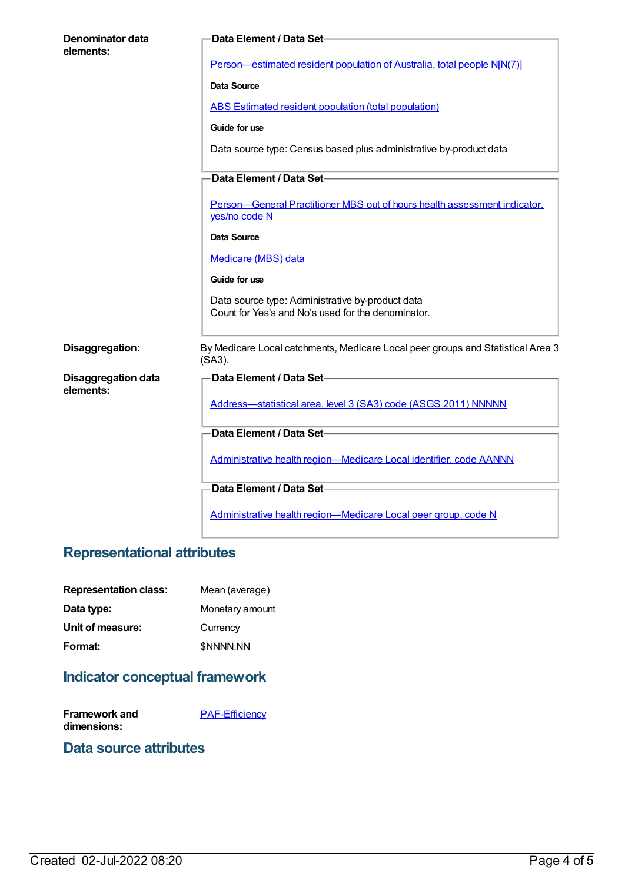**Denominator data elements:**

**Data Element / Data Set**

Person—estimated resident population of Australia, total people N[N(7)]

**Data Source**

ABS Estimated resident population (total population)

**Guide for use**

Data source type: Census based plus administrative by-product data

**Data Element / Data Set**

Person—General Practitioner MBS out of hours health assessment indicator, yes/no code N

**Data Source**

Medicare (MBS) data

**Guide for use**

Data source type: Administrative by-product data
Count for Yes's and No's used for the denominator.

**Disaggregation:** By Medicare Local catchments, Medicare Local peer groups and Statistical Area 3 (SA3).

**Disaggregation data elements:**

**Data Element / Data Set**

Address—statistical area, level 3 (SA3) code (ASGS 2011) NNNNN

**Data Element / Data Set**

Administrative health region—Medicare Local identifier, code AANNN

**Data Element / Data Set**

Administrative health region—Medicare Local peer group, code N

## Representational attributes

| | |
|---|---|
| **Representation class:** | Mean (average) |
| **Data type:** | Monetary amount |
| **Unit of measure:** | Currency |
| **Format:** | $NNNN.NN |

## Indicator conceptual framework

**Framework and dimensions:** PAF-Efficiency

## Data source attributes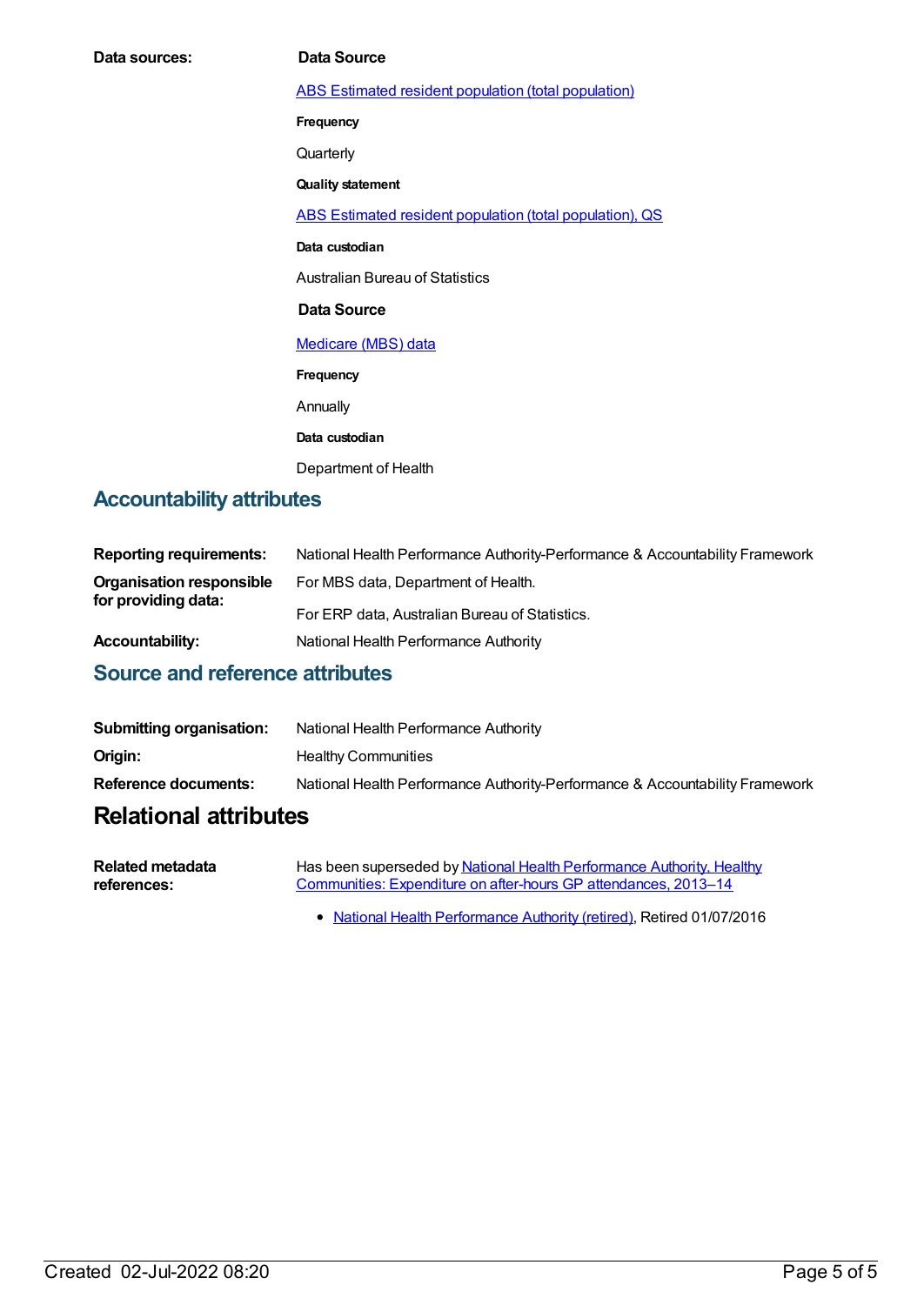**Data sources:**

**Data Source**

ABS Estimated resident population (total population)

**Frequency**

Quarterly

**Quality statement**

ABS Estimated resident population (total population), QS

**Data custodian**

Australian Bureau of Statistics

**Data Source**

Medicare (MBS) data

**Frequency**

Annually

**Data custodian**

Department of Health

## Accountability attributes

| | |
|---|---|
| **Reporting requirements:** | National Health Performance Authority-Performance & Accountability Framework |
| **Organisation responsible for providing data:** | For MBS data, Department of Health.<br><br>For ERP data, Australian Bureau of Statistics. |
| **Accountability:** | National Health Performance Authority |

## Source and reference attributes

| | |
|---|---|
| **Submitting organisation:** | National Health Performance Authority |
| **Origin:** | Healthy Communities |
| **Reference documents:** | National Health Performance Authority-Performance & Accountability Framework |

# Relational attributes

**Related metadata references:**

Has been superseded by National Health Performance Authority, Healthy Communities: Expenditure on after-hours GP attendances, 2013–14

- National Health Performance Authority (retired), Retired 01/07/2016